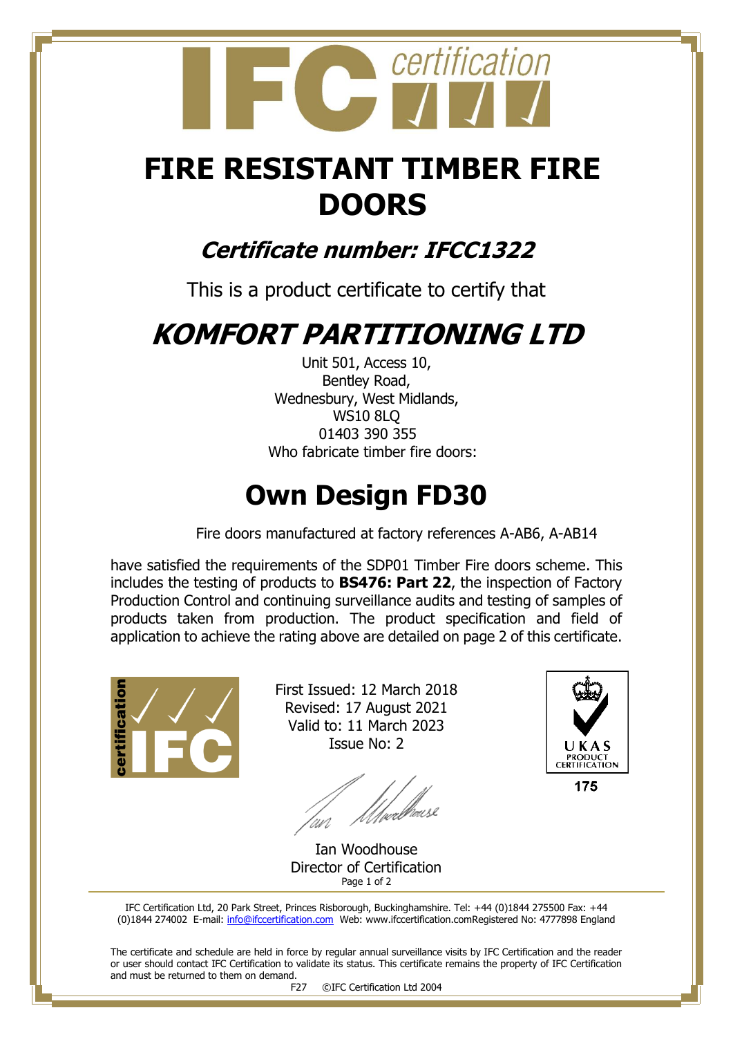# FIRE RESISTANT TIMBER FIRE DOORS

## *Certificate number: IFCC1322*

This is a product certificate to certify that

# *KOMFORT PARTITIONING LTD*

Unit 501, Access 10,
Bentley Road,
Wednesbury, West Midlands,
WS10 8LQ
01403 390 355
Who fabricate timber fire doors:

# Own Design FD30

Fire doors manufactured at factory references A-AB6, A-AB14

have satisfied the requirements of the SDP01 Timber Fire doors scheme. This includes the testing of products to **BS476: Part 22**, the inspection of Factory Production Control and continuing surveillance audits and testing of samples of products taken from production. The product specification and field of application to achieve the rating above are detailed on page 2 of this certificate.

First Issued: 12 March 2018
Revised: 17 August 2021
Valid to: 11 March 2023
Issue No: 2

UKAS PRODUCT CERTIFICATION
175

Ian Woodhouse
Director of Certification

IFC Certification Ltd, 20 Park Street, Princes Risborough, Buckinghamshire. Tel: +44 (0)1844 275500 Fax: +44 (0)1844 274002 E-mail: info@ifccertification.com Web: www.ifccertification.comRegistered No: 4777898 England

The certificate and schedule are held in force by regular annual surveillance visits by IFC Certification and the reader or user should contact IFC Certification to validate its status. This certificate remains the property of IFC Certification and must be returned to them on demand.

F27 ©IFC Certification Ltd 2004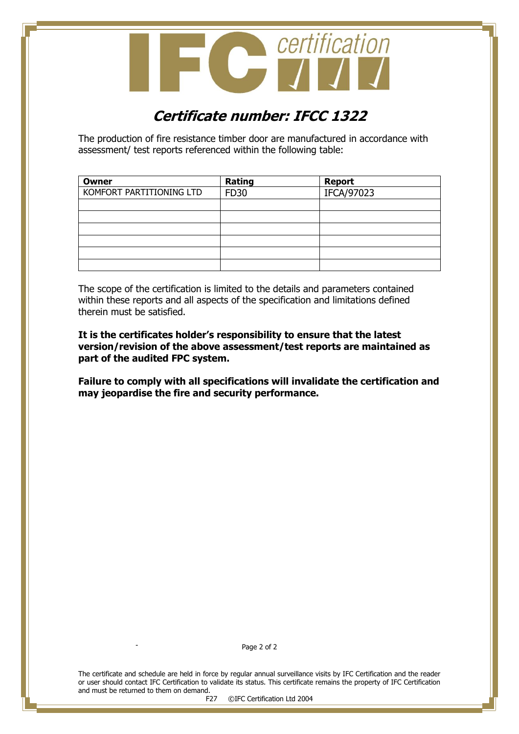# Certificate number: IFCC 1322

The production of fire resistance timber door are manufactured in accordance with assessment/ test reports referenced within the following table:

| Owner | Rating | Report |
|---|---|---|
| KOMFORT PARTITIONING LTD | FD30 | IFCA/97023 |
| | | |
| | | |
| | | |
| | | |
| | | |
| | | |

The scope of the certification is limited to the details and parameters contained within these reports and all aspects of the specification and limitations defined therein must be satisfied.

**It is the certificates holder's responsibility to ensure that the latest version/revision of the above assessment/test reports are maintained as part of the audited FPC system.**

**Failure to comply with all specifications will invalidate the certification and may jeopardise the fire and security performance.**

The certificate and schedule are held in force by regular annual surveillance visits by IFC Certification and the reader or user should contact IFC Certification to validate its status. This certificate remains the property of IFC Certification and must be returned to them on demand.

F27 ©IFC Certification Ltd 2004